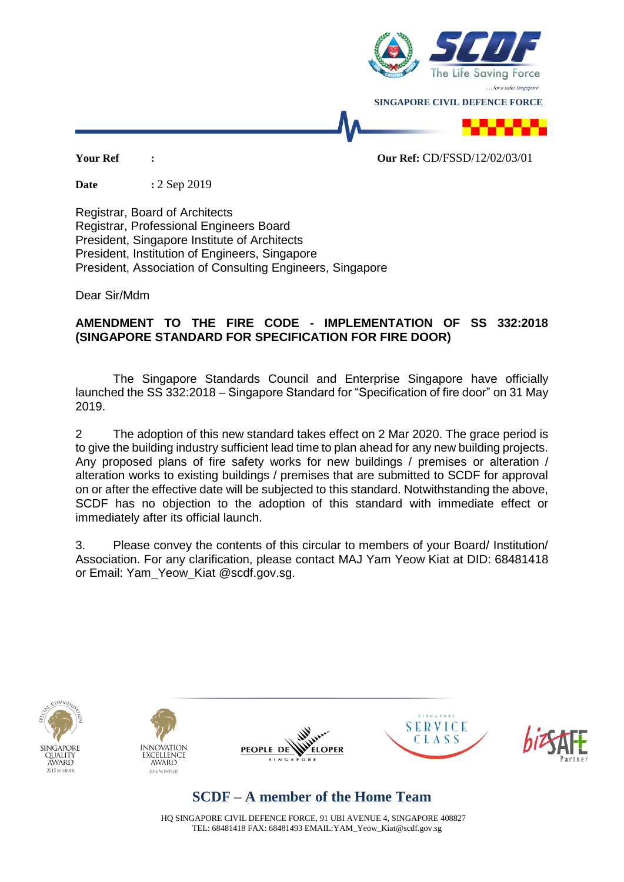SINGAPORE CIVIL DEFENCE FORCE

**Your Ref** :  **Our Ref:** CD/FSSD/12/02/03/01

**Date** : 2 Sep 2019

Registrar, Board of Architects
Registrar, Professional Engineers Board
President, Singapore Institute of Architects
President, Institution of Engineers, Singapore
President, Association of Consulting Engineers, Singapore

Dear Sir/Mdm

**AMENDMENT TO THE FIRE CODE - IMPLEMENTATION OF SS 332:2018 (SINGAPORE STANDARD FOR SPECIFICATION FOR FIRE DOOR)**

The Singapore Standards Council and Enterprise Singapore have officially launched the SS 332:2018 – Singapore Standard for "Specification of fire door" on 31 May 2019.

2 The adoption of this new standard takes effect on 2 Mar 2020. The grace period is to give the building industry sufficient lead time to plan ahead for any new building projects. Any proposed plans of fire safety works for new buildings / premises or alteration / alteration works to existing buildings / premises that are submitted to SCDF for approval on or after the effective date will be subjected to this standard. Notwithstanding the above, SCDF has no objection to the adoption of this standard with immediate effect or immediately after its official launch.

3. Please convey the contents of this circular to members of your Board/ Institution/ Association. For any clarification, please contact MAJ Yam Yeow Kiat at DID: 68481418 or Email: Yam_Yeow_Kiat @scdf.gov.sg.

**SCDF – A member of the Home Team**

HQ SINGAPORE CIVIL DEFENCE FORCE, 91 UBI AVENUE 4, SINGAPORE 408827
TEL: 68481418 FAX: 68481493 EMAIL:YAM_Yeow_Kiat@scdf.gov.sg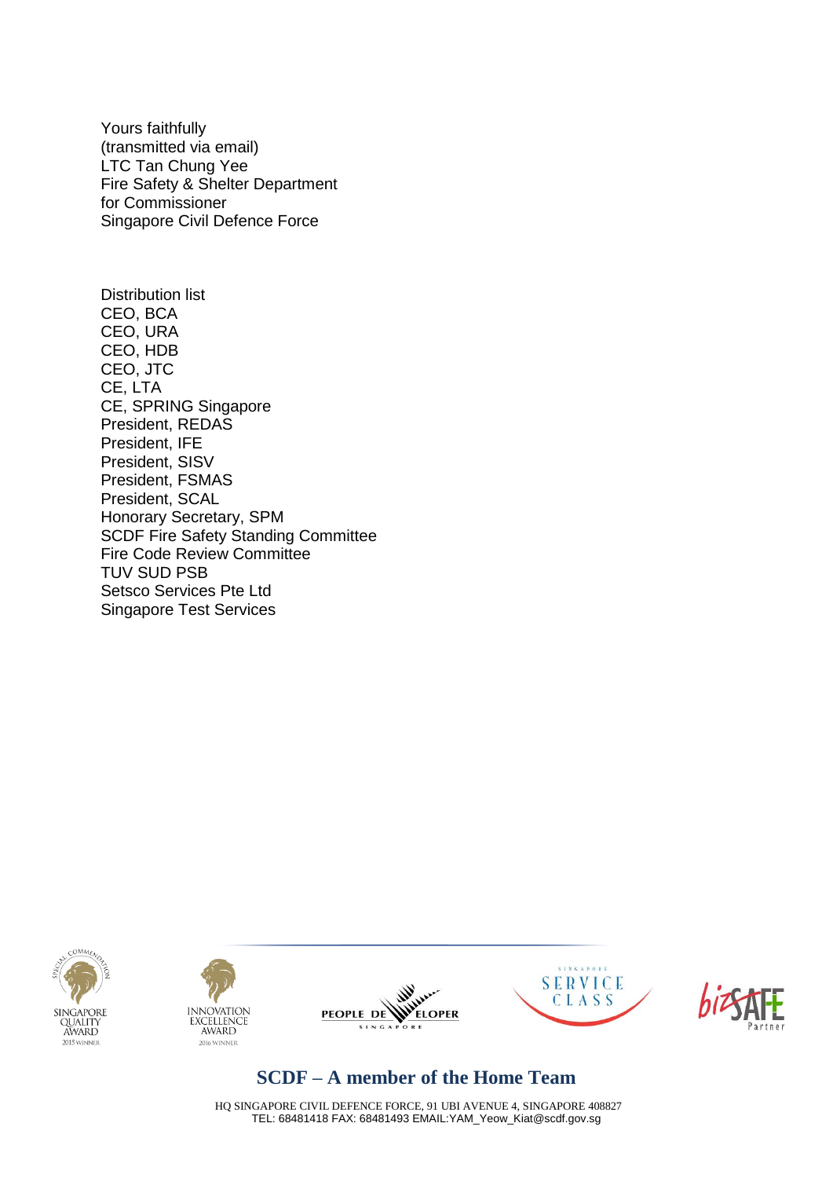Yours faithfully
(transmitted via email)
LTC Tan Chung Yee
Fire Safety & Shelter Department
for Commissioner
Singapore Civil Defence Force

Distribution list
CEO, BCA
CEO, URA
CEO, HDB
CEO, JTC
CE, LTA
CE, SPRING Singapore
President, REDAS
President, IFE
President, SISV
President, FSMAS
President, SCAL
Honorary Secretary, SPM
SCDF Fire Safety Standing Committee
Fire Code Review Committee
TUV SUD PSB
Setsco Services Pte Ltd
Singapore Test Services

**SCDF – A member of the Home Team**

HQ SINGAPORE CIVIL DEFENCE FORCE, 91 UBI AVENUE 4, SINGAPORE 408827
TEL: 68481418 FAX: 68481493 EMAIL:YAM_Yeow_Kiat@scdf.gov.sg